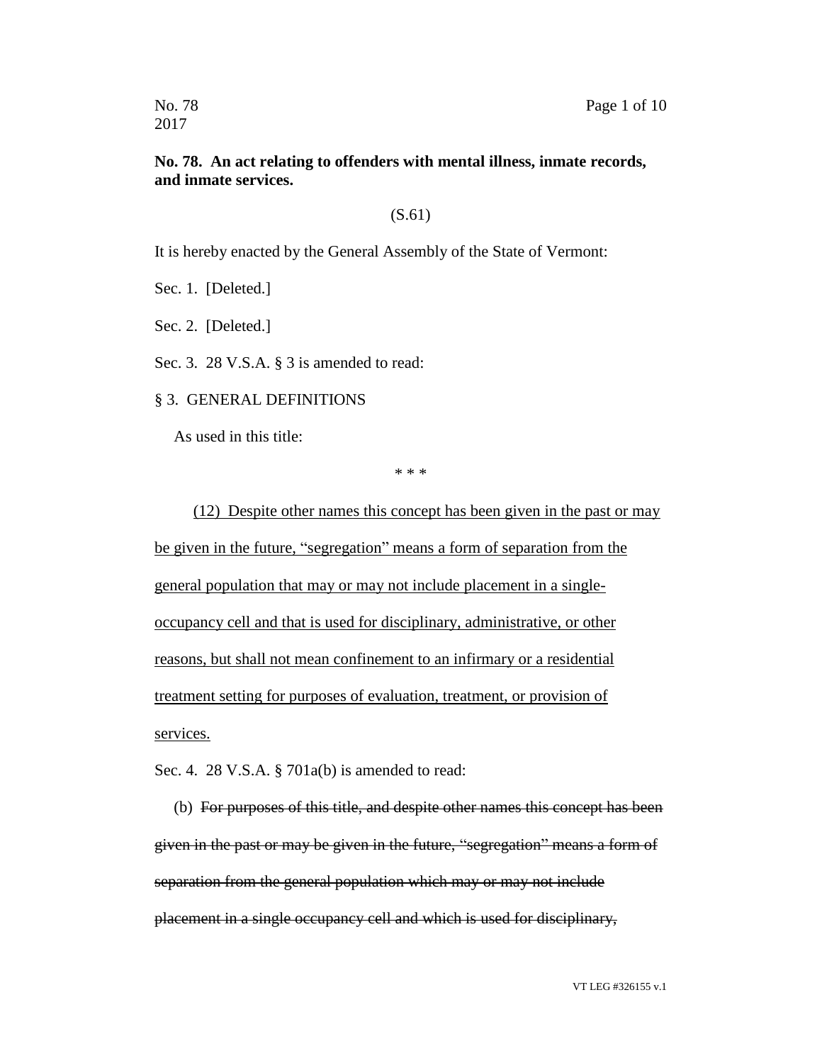**No. 78. An act relating to offenders with mental illness, inmate records, and inmate services.**

(S.61)

It is hereby enacted by the General Assembly of the State of Vermont:

Sec. 1. [Deleted.]

Sec. 2. [Deleted.]

Sec. 3. 28 V.S.A. § 3 is amended to read:

§ 3. GENERAL DEFINITIONS

As used in this title:

\* \* \*

<u>(12) Despite other names this concept has been given in the past or may be given in the future, "segregation" means a form of separation from the general population that may or may not include placement in a single-occupancy cell and that is used for disciplinary, administrative, or other reasons, but shall not mean confinement to an infirmary or a residential treatment setting for purposes of evaluation, treatment, or provision of services.</u>

Sec. 4. 28 V.S.A. § 701a(b) is amended to read:

(b) ~~For purposes of this title, and despite other names this concept has been given in the past or may be given in the future, "segregation" means a form of separation from the general population which may or may not include placement in a single occupancy cell and which is used for disciplinary,~~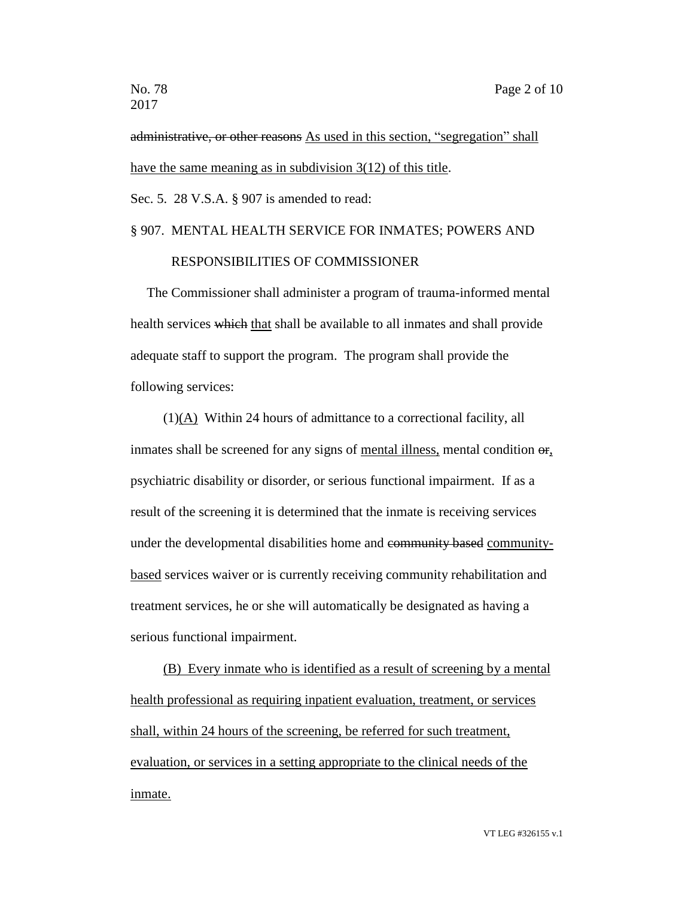~~administrative, or other reasons~~ As used in this section, "segregation" shall have the same meaning as in subdivision 3(12) of this title.

Sec. 5. 28 V.S.A. § 907 is amended to read:

§ 907. MENTAL HEALTH SERVICE FOR INMATES; POWERS AND RESPONSIBILITIES OF COMMISSIONER

The Commissioner shall administer a program of trauma-informed mental health services ~~which~~ that shall be available to all inmates and shall provide adequate staff to support the program. The program shall provide the following services:

(1)(A) Within 24 hours of admittance to a correctional facility, all inmates shall be screened for any signs of mental illness, mental condition ~~or~~, psychiatric disability or disorder, or serious functional impairment. If as a result of the screening it is determined that the inmate is receiving services under the developmental disabilities home and ~~community based~~ community-based services waiver or is currently receiving community rehabilitation and treatment services, he or she will automatically be designated as having a serious functional impairment.

(B) Every inmate who is identified as a result of screening by a mental health professional as requiring inpatient evaluation, treatment, or services shall, within 24 hours of the screening, be referred for such treatment, evaluation, or services in a setting appropriate to the clinical needs of the inmate.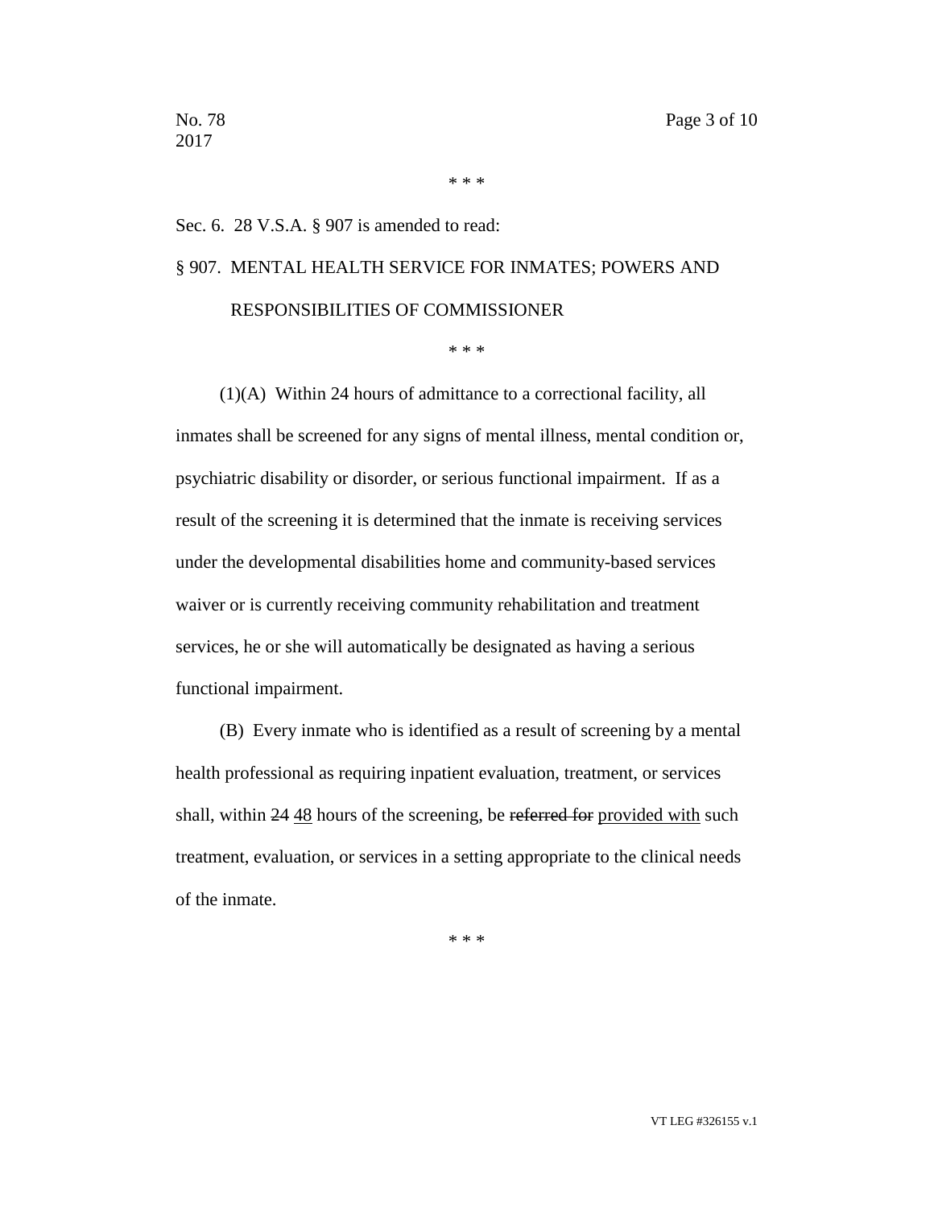\* \* \*

Sec. 6. 28 V.S.A. § 907 is amended to read:

§ 907. MENTAL HEALTH SERVICE FOR INMATES; POWERS AND RESPONSIBILITIES OF COMMISSIONER

\* \* \*

(1)(A) Within 24 hours of admittance to a correctional facility, all inmates shall be screened for any signs of mental illness, mental condition or, psychiatric disability or disorder, or serious functional impairment. If as a result of the screening it is determined that the inmate is receiving services under the developmental disabilities home and community-based services waiver or is currently receiving community rehabilitation and treatment services, he or she will automatically be designated as having a serious functional impairment.

(B) Every inmate who is identified as a result of screening by a mental health professional as requiring inpatient evaluation, treatment, or services shall, within ~~24~~ <u>48</u> hours of the screening, be ~~referred for~~ <u>provided with</u> such treatment, evaluation, or services in a setting appropriate to the clinical needs of the inmate.

\* \* \*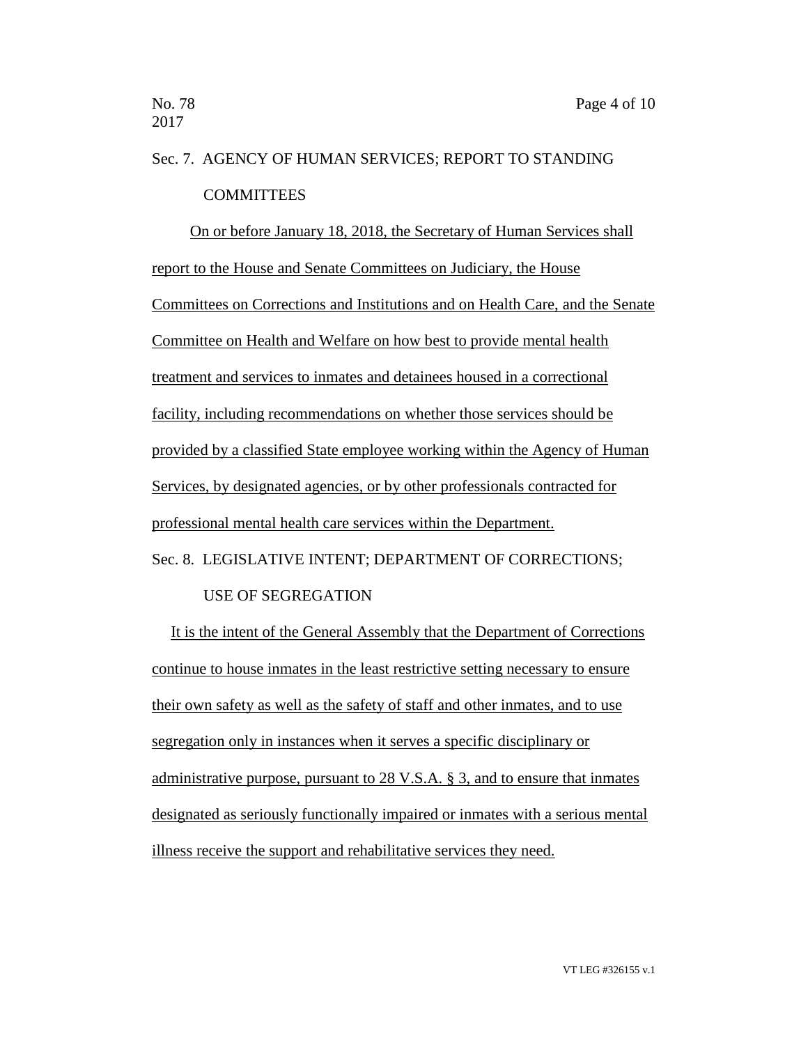Sec. 7. AGENCY OF HUMAN SERVICES; REPORT TO STANDING COMMITTEES

On or before January 18, 2018, the Secretary of Human Services shall report to the House and Senate Committees on Judiciary, the House Committees on Corrections and Institutions and on Health Care, and the Senate Committee on Health and Welfare on how best to provide mental health treatment and services to inmates and detainees housed in a correctional facility, including recommendations on whether those services should be provided by a classified State employee working within the Agency of Human Services, by designated agencies, or by other professionals contracted for professional mental health care services within the Department.

Sec. 8. LEGISLATIVE INTENT; DEPARTMENT OF CORRECTIONS; USE OF SEGREGATION

It is the intent of the General Assembly that the Department of Corrections continue to house inmates in the least restrictive setting necessary to ensure their own safety as well as the safety of staff and other inmates, and to use segregation only in instances when it serves a specific disciplinary or administrative purpose, pursuant to 28 V.S.A. § 3, and to ensure that inmates designated as seriously functionally impaired or inmates with a serious mental illness receive the support and rehabilitative services they need.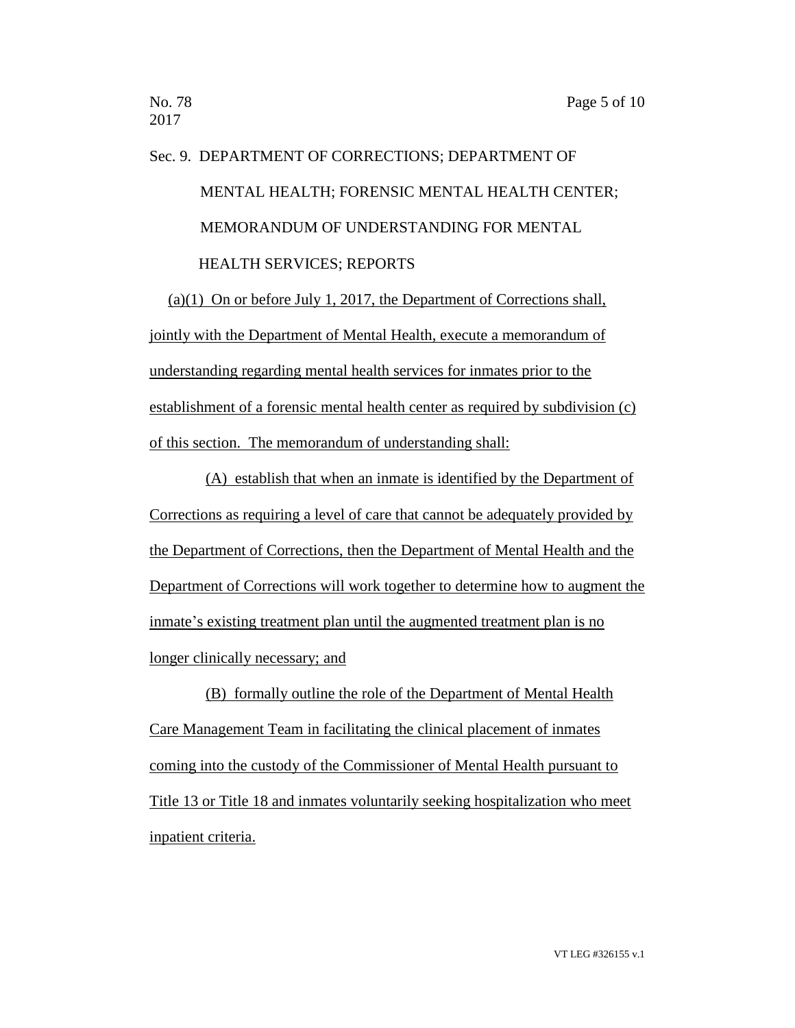Sec. 9. DEPARTMENT OF CORRECTIONS; DEPARTMENT OF MENTAL HEALTH; FORENSIC MENTAL HEALTH CENTER; MEMORANDUM OF UNDERSTANDING FOR MENTAL HEALTH SERVICES; REPORTS

(a)(1) On or before July 1, 2017, the Department of Corrections shall, jointly with the Department of Mental Health, execute a memorandum of understanding regarding mental health services for inmates prior to the establishment of a forensic mental health center as required by subdivision (c) of this section. The memorandum of understanding shall:

(A) establish that when an inmate is identified by the Department of Corrections as requiring a level of care that cannot be adequately provided by the Department of Corrections, then the Department of Mental Health and the Department of Corrections will work together to determine how to augment the inmate's existing treatment plan until the augmented treatment plan is no longer clinically necessary; and

(B) formally outline the role of the Department of Mental Health Care Management Team in facilitating the clinical placement of inmates coming into the custody of the Commissioner of Mental Health pursuant to Title 13 or Title 18 and inmates voluntarily seeking hospitalization who meet inpatient criteria.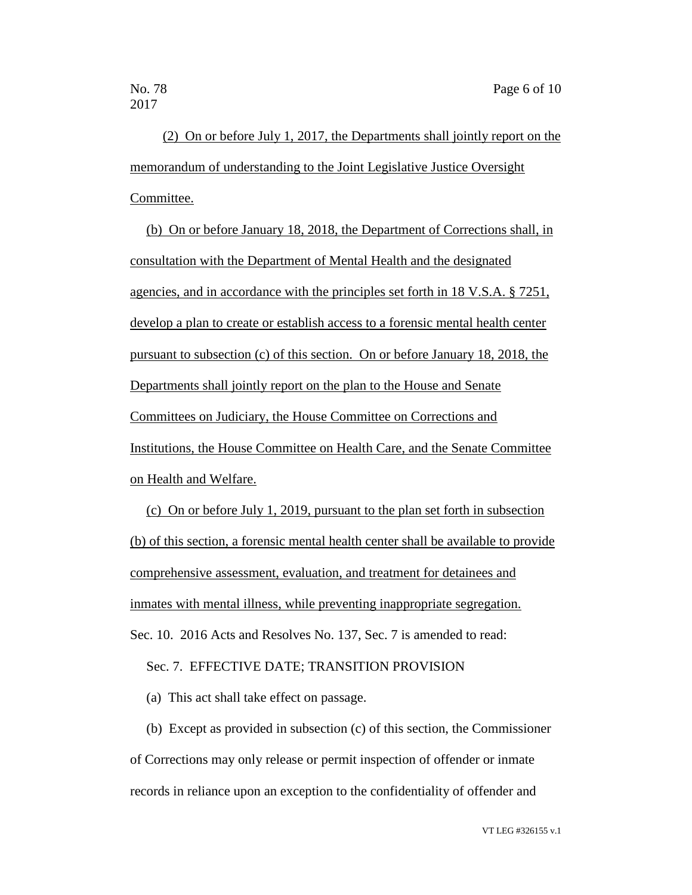(2) On or before July 1, 2017, the Departments shall jointly report on the memorandum of understanding to the Joint Legislative Justice Oversight Committee.

(b) On or before January 18, 2018, the Department of Corrections shall, in consultation with the Department of Mental Health and the designated agencies, and in accordance with the principles set forth in 18 V.S.A. § 7251, develop a plan to create or establish access to a forensic mental health center pursuant to subsection (c) of this section. On or before January 18, 2018, the Departments shall jointly report on the plan to the House and Senate Committees on Judiciary, the House Committee on Corrections and Institutions, the House Committee on Health Care, and the Senate Committee on Health and Welfare.

(c) On or before July 1, 2019, pursuant to the plan set forth in subsection (b) of this section, a forensic mental health center shall be available to provide comprehensive assessment, evaluation, and treatment for detainees and inmates with mental illness, while preventing inappropriate segregation.

Sec. 10. 2016 Acts and Resolves No. 137, Sec. 7 is amended to read:

Sec. 7. EFFECTIVE DATE; TRANSITION PROVISION

(a) This act shall take effect on passage.

(b) Except as provided in subsection (c) of this section, the Commissioner of Corrections may only release or permit inspection of offender or inmate records in reliance upon an exception to the confidentiality of offender and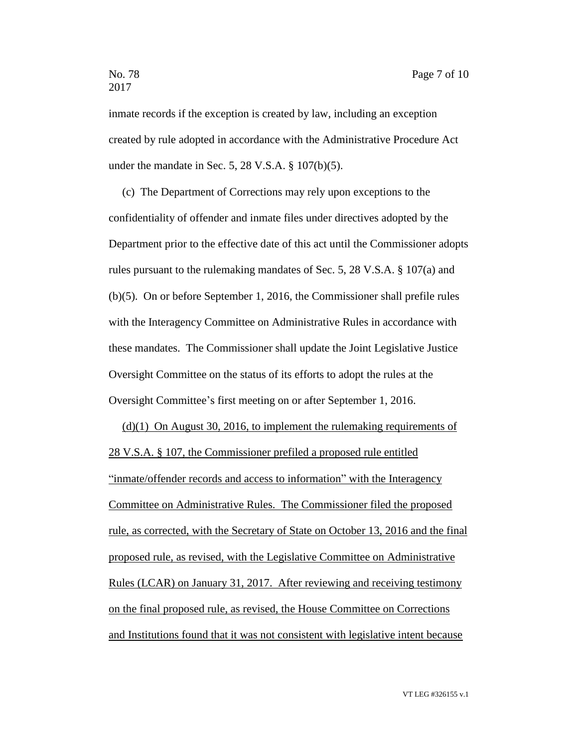inmate records if the exception is created by law, including an exception created by rule adopted in accordance with the Administrative Procedure Act under the mandate in Sec. 5, 28 V.S.A. § 107(b)(5).

(c) The Department of Corrections may rely upon exceptions to the confidentiality of offender and inmate files under directives adopted by the Department prior to the effective date of this act until the Commissioner adopts rules pursuant to the rulemaking mandates of Sec. 5, 28 V.S.A. § 107(a) and (b)(5). On or before September 1, 2016, the Commissioner shall prefile rules with the Interagency Committee on Administrative Rules in accordance with these mandates. The Commissioner shall update the Joint Legislative Justice Oversight Committee on the status of its efforts to adopt the rules at the Oversight Committee's first meeting on or after September 1, 2016.

<u>(d)(1) On August 30, 2016, to implement the rulemaking requirements of 28 V.S.A. § 107, the Commissioner prefiled a proposed rule entitled "inmate/offender records and access to information" with the Interagency Committee on Administrative Rules. The Commissioner filed the proposed rule, as corrected, with the Secretary of State on October 13, 2016 and the final proposed rule, as revised, with the Legislative Committee on Administrative Rules (LCAR) on January 31, 2017. After reviewing and receiving testimony on the final proposed rule, as revised, the House Committee on Corrections and Institutions found that it was not consistent with legislative intent because</u>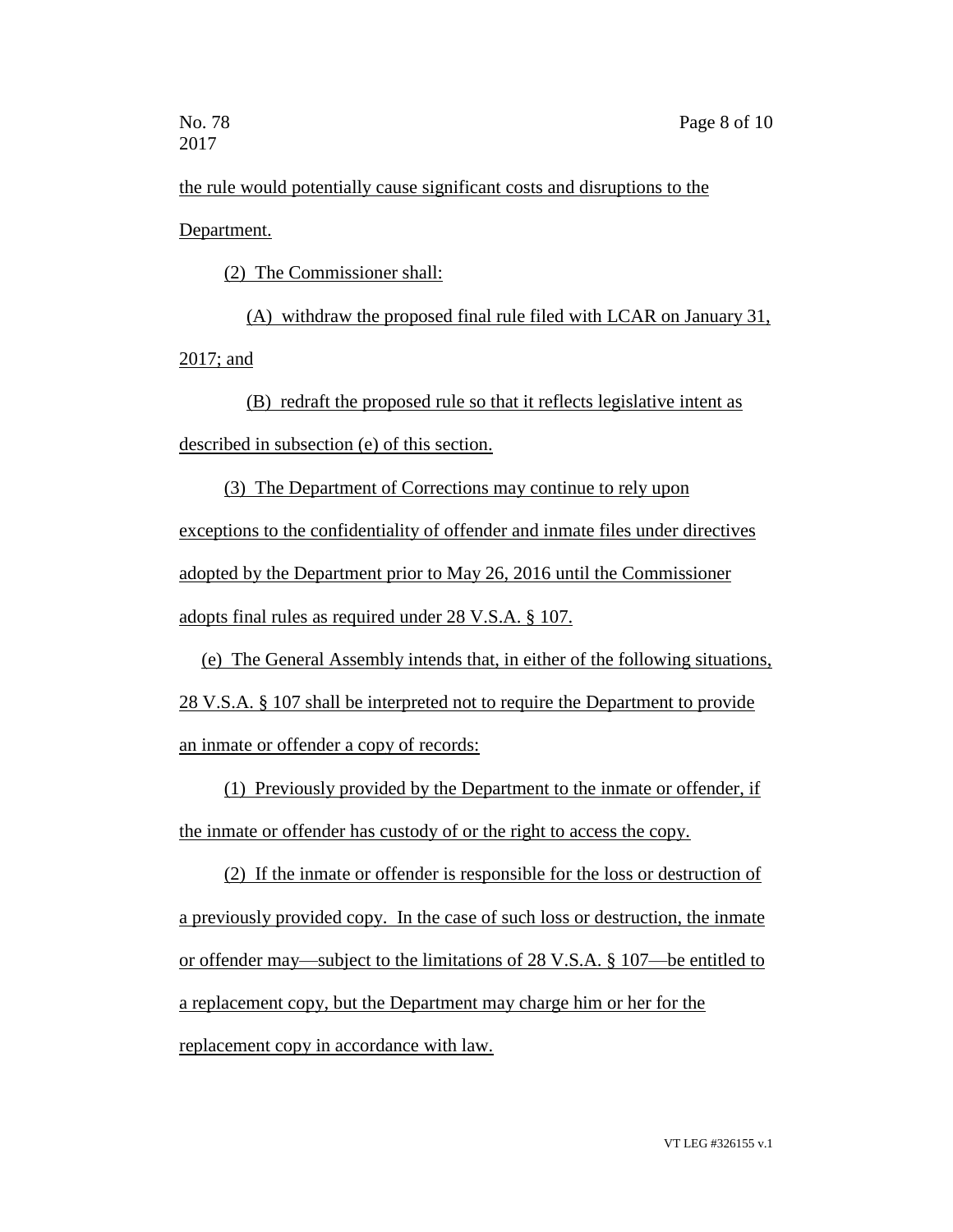the rule would potentially cause significant costs and disruptions to the Department.

(2) The Commissioner shall:

(A) withdraw the proposed final rule filed with LCAR on January 31, 2017; and

(B) redraft the proposed rule so that it reflects legislative intent as described in subsection (e) of this section.

(3) The Department of Corrections may continue to rely upon exceptions to the confidentiality of offender and inmate files under directives adopted by the Department prior to May 26, 2016 until the Commissioner adopts final rules as required under 28 V.S.A. § 107.

(e) The General Assembly intends that, in either of the following situations, 28 V.S.A. § 107 shall be interpreted not to require the Department to provide an inmate or offender a copy of records:

(1) Previously provided by the Department to the inmate or offender, if the inmate or offender has custody of or the right to access the copy.

(2) If the inmate or offender is responsible for the loss or destruction of a previously provided copy. In the case of such loss or destruction, the inmate or offender may—subject to the limitations of 28 V.S.A. § 107—be entitled to a replacement copy, but the Department may charge him or her for the replacement copy in accordance with law.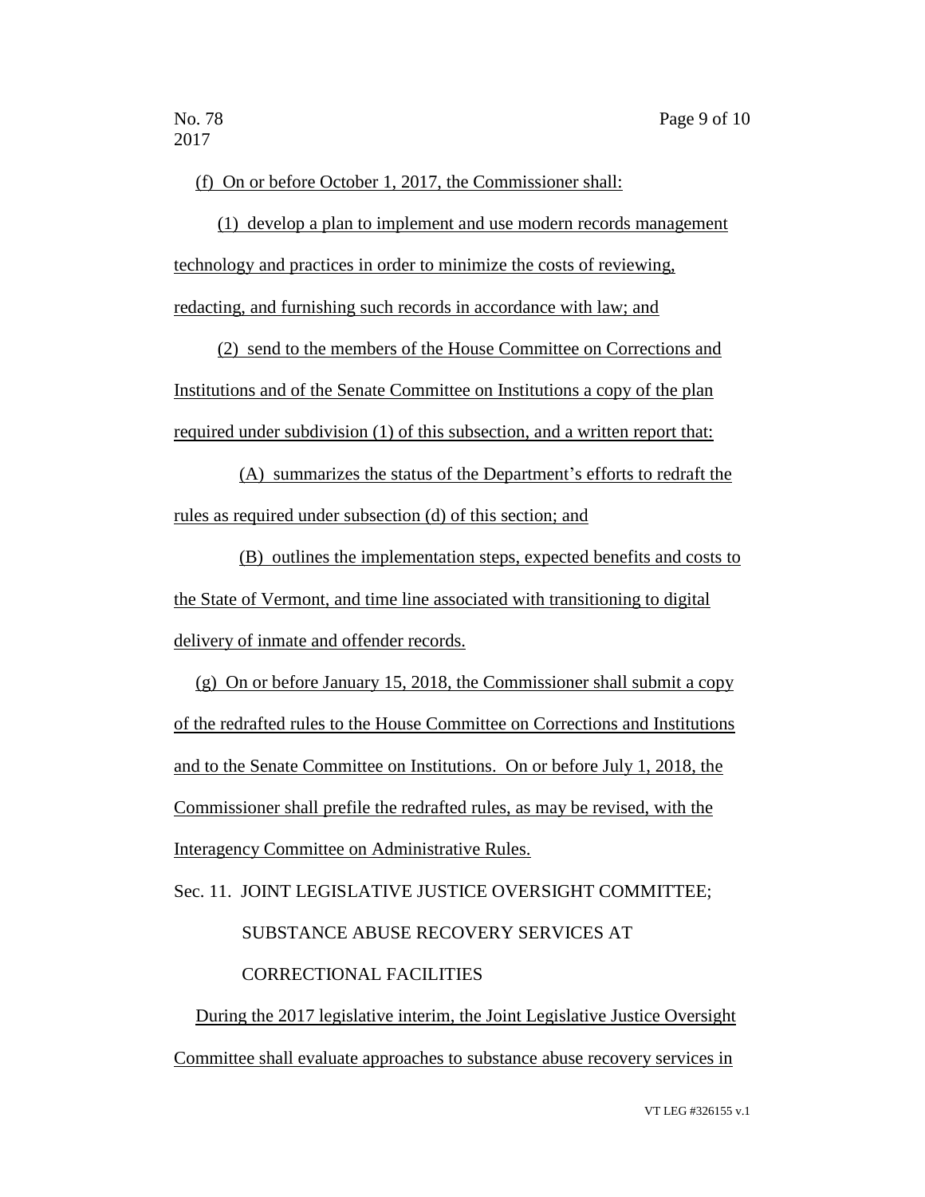(f) On or before October 1, 2017, the Commissioner shall:

(1) develop a plan to implement and use modern records management technology and practices in order to minimize the costs of reviewing, redacting, and furnishing such records in accordance with law; and

(2) send to the members of the House Committee on Corrections and Institutions and of the Senate Committee on Institutions a copy of the plan required under subdivision (1) of this subsection, and a written report that:

(A) summarizes the status of the Department's efforts to redraft the rules as required under subsection (d) of this section; and

(B) outlines the implementation steps, expected benefits and costs to the State of Vermont, and time line associated with transitioning to digital delivery of inmate and offender records.

(g) On or before January 15, 2018, the Commissioner shall submit a copy of the redrafted rules to the House Committee on Corrections and Institutions and to the Senate Committee on Institutions. On or before July 1, 2018, the Commissioner shall prefile the redrafted rules, as may be revised, with the Interagency Committee on Administrative Rules.

Sec. 11. JOINT LEGISLATIVE JUSTICE OVERSIGHT COMMITTEE; SUBSTANCE ABUSE RECOVERY SERVICES AT CORRECTIONAL FACILITIES

During the 2017 legislative interim, the Joint Legislative Justice Oversight Committee shall evaluate approaches to substance abuse recovery services in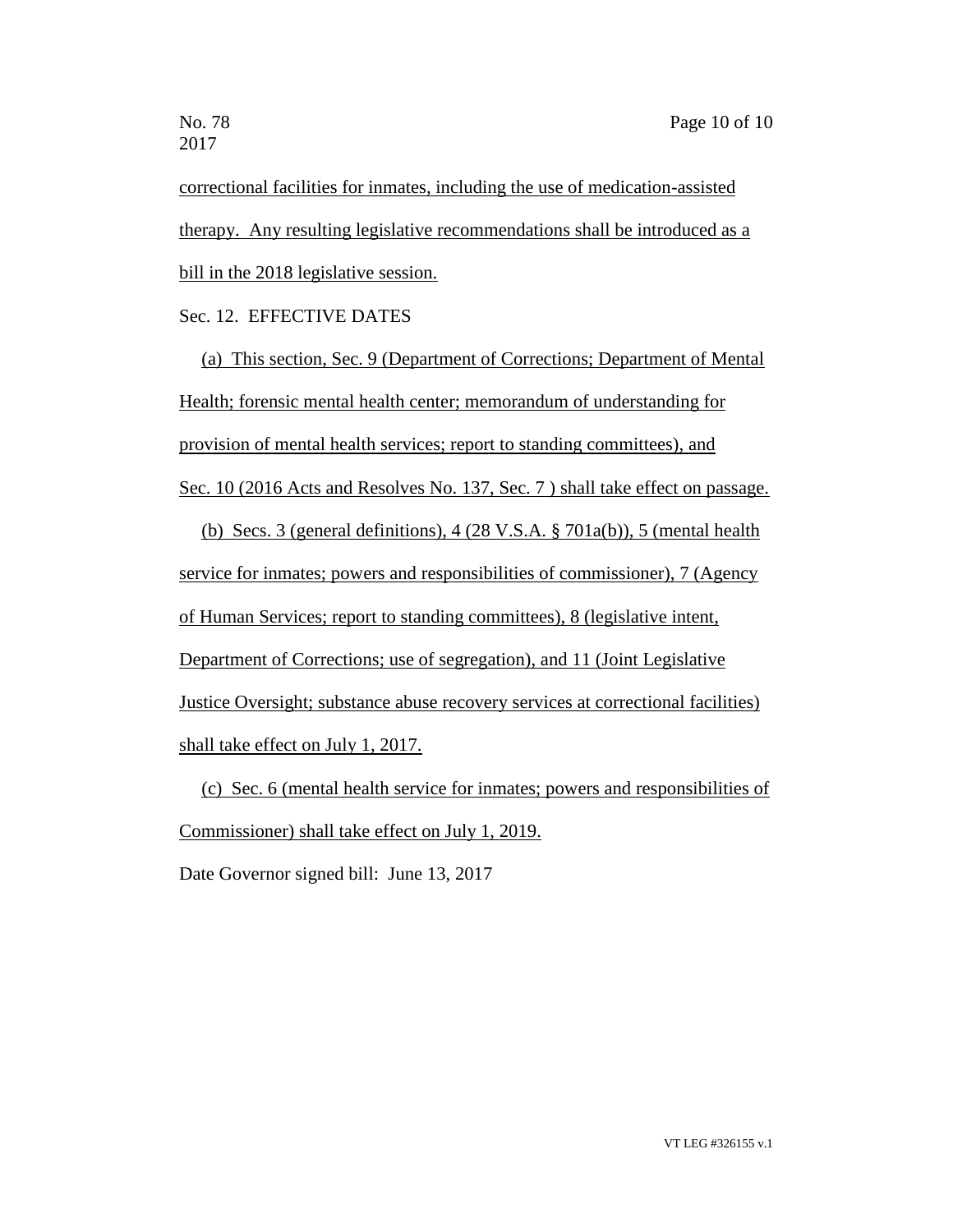correctional facilities for inmates, including the use of medication-assisted therapy. Any resulting legislative recommendations shall be introduced as a bill in the 2018 legislative session.

Sec. 12. EFFECTIVE DATES

(a) This section, Sec. 9 (Department of Corrections; Department of Mental Health; forensic mental health center; memorandum of understanding for provision of mental health services; report to standing committees), and Sec. 10 (2016 Acts and Resolves No. 137, Sec. 7 ) shall take effect on passage.

(b) Secs. 3 (general definitions), 4 (28 V.S.A. § 701a(b)), 5 (mental health service for inmates; powers and responsibilities of commissioner), 7 (Agency of Human Services; report to standing committees), 8 (legislative intent, Department of Corrections; use of segregation), and 11 (Joint Legislative Justice Oversight; substance abuse recovery services at correctional facilities) shall take effect on July 1, 2017.

(c) Sec. 6 (mental health service for inmates; powers and responsibilities of Commissioner) shall take effect on July 1, 2019.

Date Governor signed bill: June 13, 2017